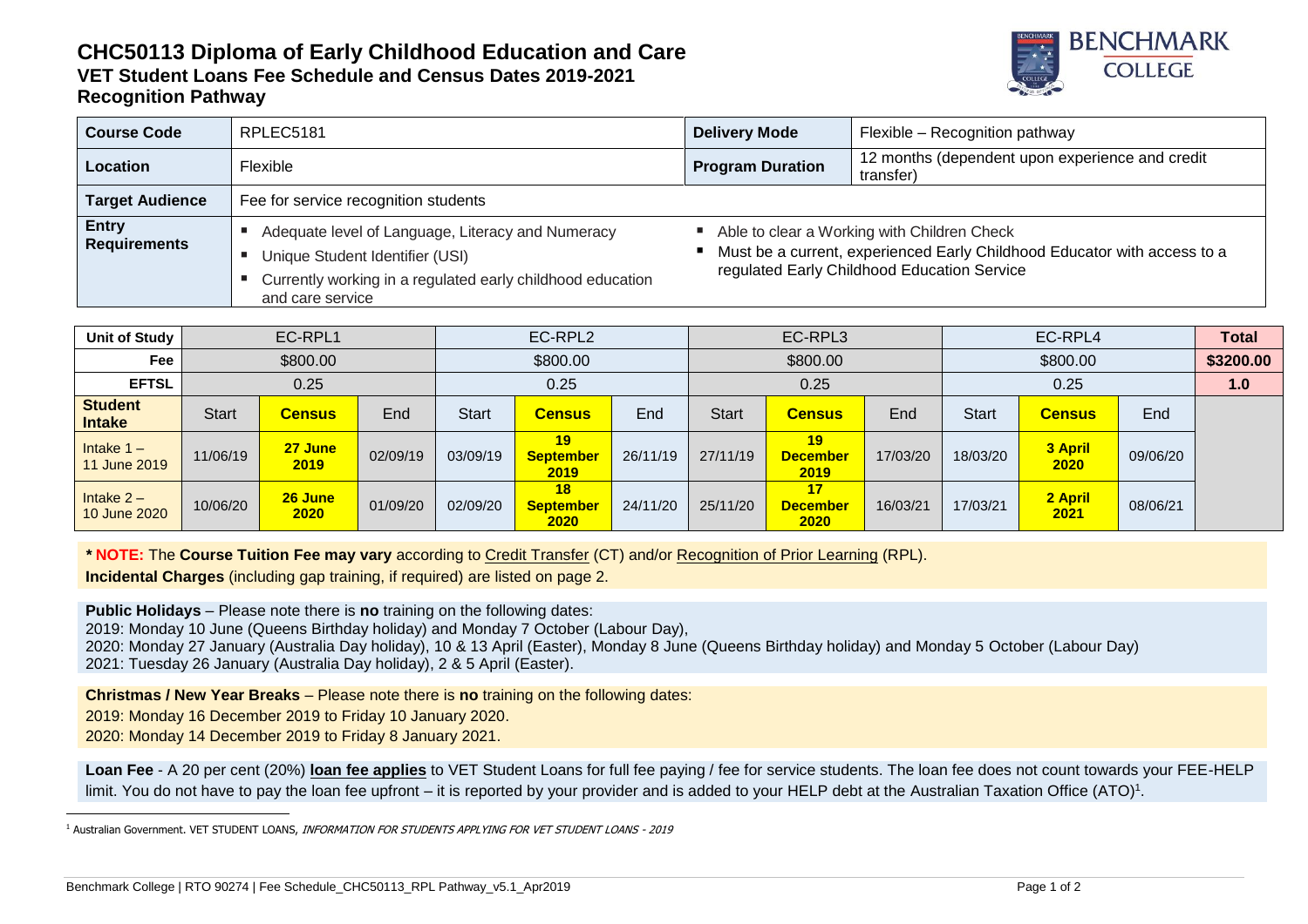# CHC50113 Diploma of Early Childhood Education and Care

## VET Student Loans Fee Schedule and Census Dates 2019-2021

## Recognition Pathway

| Course Code | RPLEC5181 | Delivery Mode | Flexible – Recognition pathway |
|---|---|---|---|
| Location | Flexible | Program Duration | 12 months (dependent upon experience and credit transfer) |
| Target Audience | Fee for service recognition students | | |
| Entry Requirements | - Adequate level of Language, Literacy and Numeracy<br>- Unique Student Identifier (USI)<br>- Currently working in a regulated early childhood education and care service | - Able to clear a Working with Children Check<br>- Must be a current, experienced Early Childhood Educator with access to a regulated Early Childhood Education Service | |

| Unit of Study | EC-RPL1 | | | EC-RPL2 | | | EC-RPL3 | | | EC-RPL4 | | | Total |
|---|---|---|---|---|---|---|---|---|---|---|---|---|---|
| Fee | $800.00 | | | $800.00 | | | $800.00 | | | $800.00 | | | $3200.00 |
| EFTSL | 0.25 | | | 0.25 | | | 0.25 | | | 0.25 | | | 1.0 |
| Student Intake | Start | **Census** | End | Start | **Census** | End | Start | **Census** | End | Start | **Census** | End | |
| Intake 1 – 11 June 2019 | 11/06/19 | **27 June 2019** | 02/09/19 | 03/09/19 | **19 September 2019** | 26/11/19 | 27/11/19 | **19 December 2019** | 17/03/20 | 18/03/20 | **3 April 2020** | 09/06/20 | |
| Intake 2 – 10 June 2020 | 10/06/20 | **26 June 2020** | 01/09/20 | 02/09/20 | **18 September 2020** | 24/11/20 | 25/11/20 | **17 December 2020** | 16/03/21 | 17/03/21 | **2 April 2021** | 08/06/21 | |

**\* NOTE:** The **Course Tuition Fee may vary** according to Credit Transfer (CT) and/or Recognition of Prior Learning (RPL).
**Incidental Charges** (including gap training, if required) are listed on page 2.

**Public Holidays** – Please note there is **no** training on the following dates:
2019: Monday 10 June (Queens Birthday holiday) and Monday 7 October (Labour Day),
2020: Monday 27 January (Australia Day holiday), 10 & 13 April (Easter), Monday 8 June (Queens Birthday holiday) and Monday 5 October (Labour Day)
2021: Tuesday 26 January (Australia Day holiday), 2 & 5 April (Easter).

**Christmas / New Year Breaks** – Please note there is **no** training on the following dates:
2019: Monday 16 December 2019 to Friday 10 January 2020.
2020: Monday 14 December 2019 to Friday 8 January 2021.

**Loan Fee** - A 20 per cent (20%) **loan fee applies** to VET Student Loans for full fee paying / fee for service students. The loan fee does not count towards your FEE-HELP limit. You do not have to pay the loan fee upfront – it is reported by your provider and is added to your HELP debt at the Australian Taxation Office (ATO)[1].

[1] Australian Government. VET STUDENT LOANS, *INFORMATION FOR STUDENTS APPLYING FOR VET STUDENT LOANS - 2019*

Benchmark College | RTO 90274 | Fee Schedule_CHC50113_RPL Pathway_v5.1_Apr2019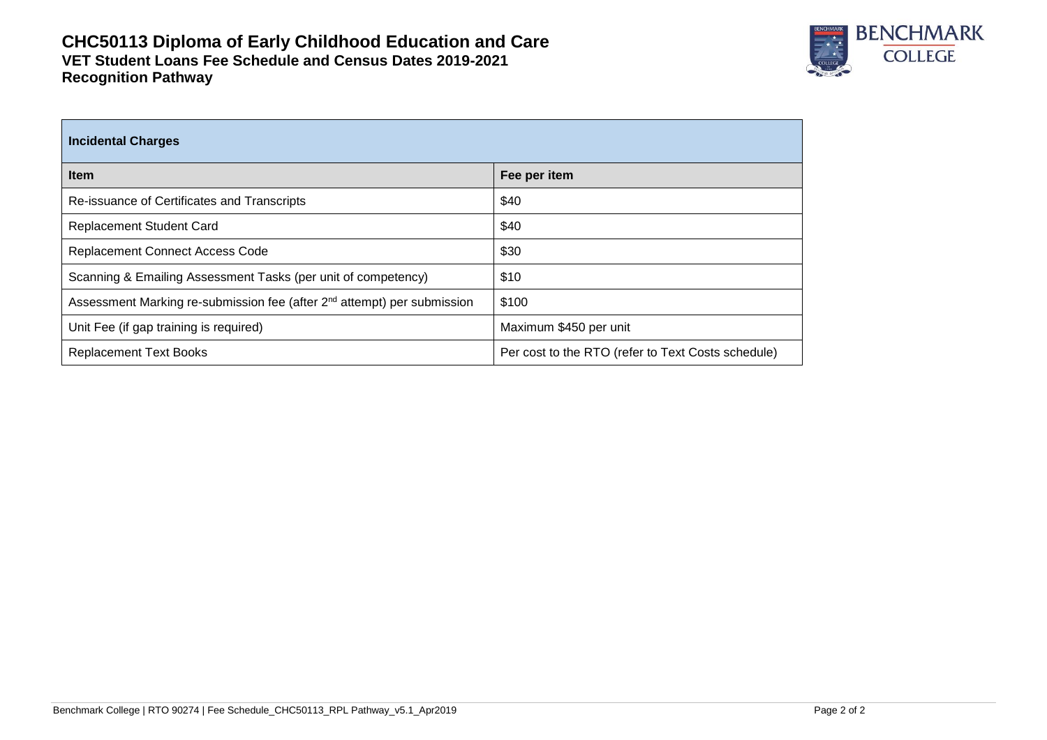# CHC50113 Diploma of Early Childhood Education and Care

## VET Student Loans Fee Schedule and Census Dates 2019-2021

## Recognition Pathway

| **Incidental Charges** | |
|---|---|
| **Item** | **Fee per item** |
| Re-issuance of Certificates and Transcripts | $40 |
| Replacement Student Card | $40 |
| Replacement Connect Access Code | $30 |
| Scanning & Emailing Assessment Tasks (per unit of competency) | $10 |
| Assessment Marking re-submission fee (after 2nd attempt) per submission | $100 |
| Unit Fee (if gap training is required) | Maximum $450 per unit |
| Replacement Text Books | Per cost to the RTO (refer to Text Costs schedule) |

Benchmark College | RTO 90274 | Fee Schedule_CHC50113_RPL Pathway_v5.1_Apr2019